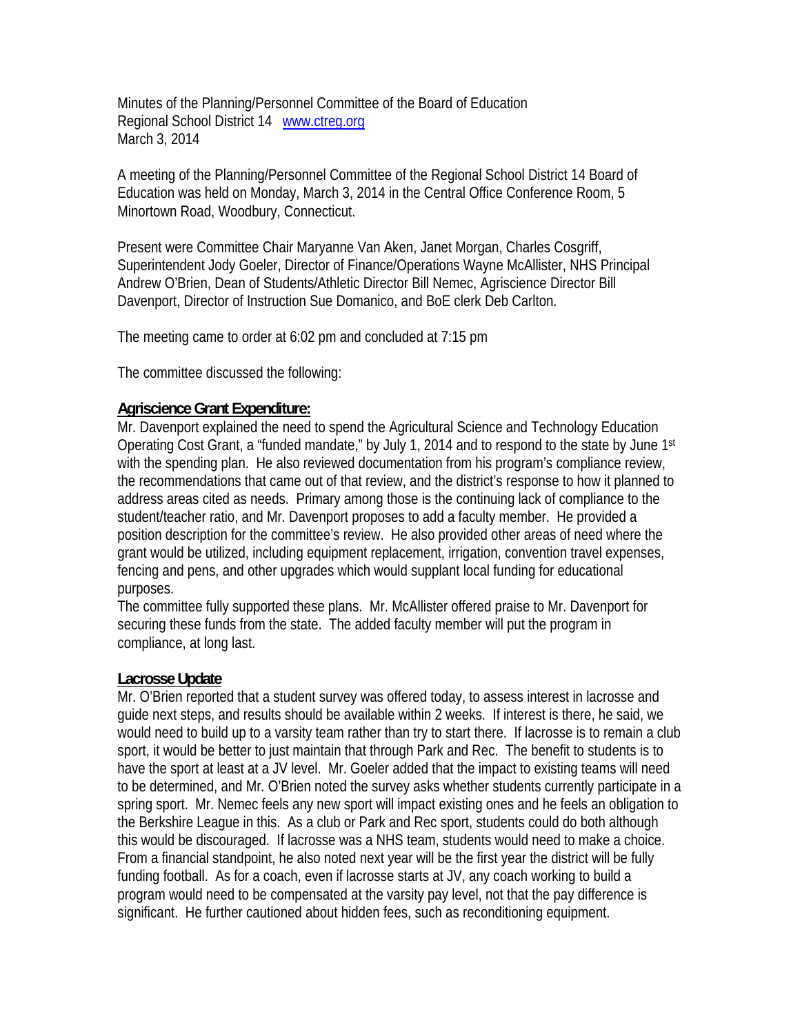Minutes of the Planning/Personnel Committee of the Board of Education
Regional School District 14 [www.ctreg.org](http://www.ctreg.org)
March 3, 2014

A meeting of the Planning/Personnel Committee of the Regional School District 14 Board of Education was held on Monday, March 3, 2014 in the Central Office Conference Room, 5 Minortown Road, Woodbury, Connecticut.

Present were Committee Chair Maryanne Van Aken, Janet Morgan, Charles Cosgriff, Superintendent Jody Goeler, Director of Finance/Operations Wayne McAllister, NHS Principal Andrew O'Brien, Dean of Students/Athletic Director Bill Nemec, Agriscience Director Bill Davenport, Director of Instruction Sue Domanico, and BoE clerk Deb Carlton.

The meeting came to order at 6:02 pm and concluded at 7:15 pm

The committee discussed the following:

**Agriscience Grant Expenditure:**

Mr. Davenport explained the need to spend the Agricultural Science and Technology Education Operating Cost Grant, a "funded mandate," by July 1, 2014 and to respond to the state by June 1st with the spending plan. He also reviewed documentation from his program's compliance review, the recommendations that came out of that review, and the district's response to how it planned to address areas cited as needs. Primary among those is the continuing lack of compliance to the student/teacher ratio, and Mr. Davenport proposes to add a faculty member. He provided a position description for the committee's review. He also provided other areas of need where the grant would be utilized, including equipment replacement, irrigation, convention travel expenses, fencing and pens, and other upgrades which would supplant local funding for educational purposes.

The committee fully supported these plans. Mr. McAllister offered praise to Mr. Davenport for securing these funds from the state. The added faculty member will put the program in compliance, at long last.

**Lacrosse Update**

Mr. O'Brien reported that a student survey was offered today, to assess interest in lacrosse and guide next steps, and results should be available within 2 weeks. If interest is there, he said, we would need to build up to a varsity team rather than try to start there. If lacrosse is to remain a club sport, it would be better to just maintain that through Park and Rec. The benefit to students is to have the sport at least at a JV level. Mr. Goeler added that the impact to existing teams will need to be determined, and Mr. O'Brien noted the survey asks whether students currently participate in a spring sport. Mr. Nemec feels any new sport will impact existing ones and he feels an obligation to the Berkshire League in this. As a club or Park and Rec sport, students could do both although this would be discouraged. If lacrosse was a NHS team, students would need to make a choice. From a financial standpoint, he also noted next year will be the first year the district will be fully funding football. As for a coach, even if lacrosse starts at JV, any coach working to build a program would need to be compensated at the varsity pay level, not that the pay difference is significant. He further cautioned about hidden fees, such as reconditioning equipment.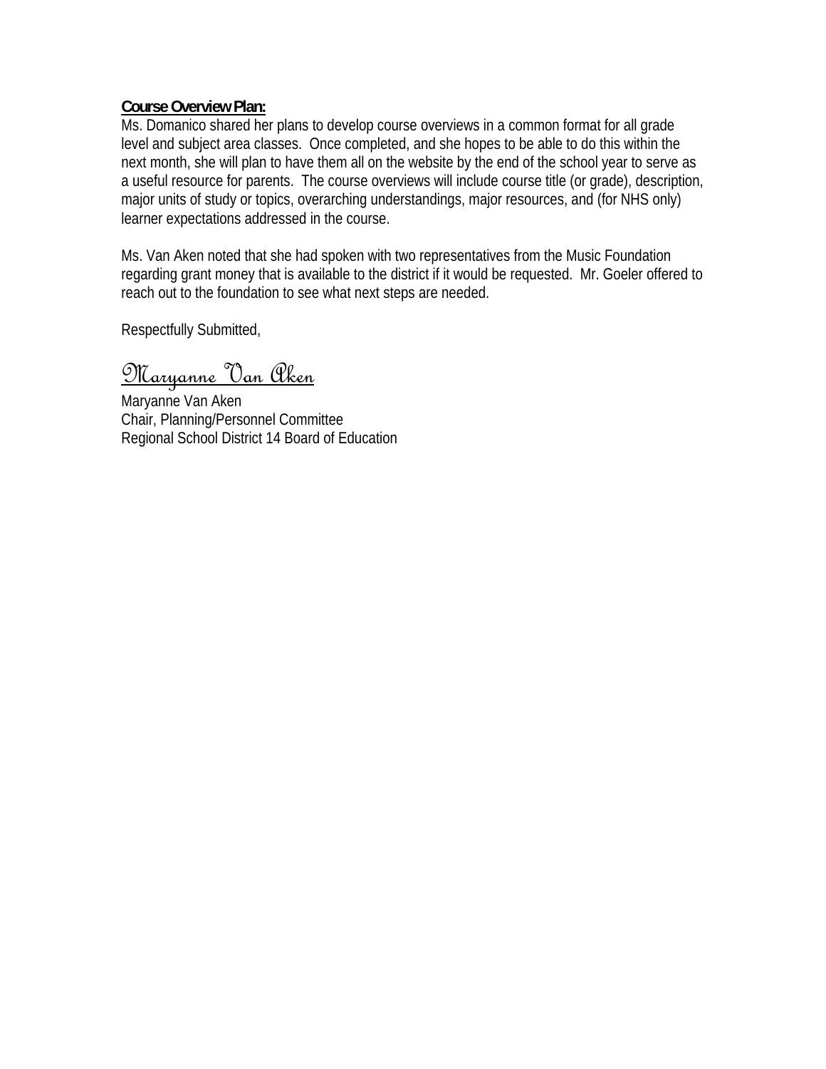**Course Overview Plan:**

Ms. Domanico shared her plans to develop course overviews in a common format for all grade level and subject area classes. Once completed, and she hopes to be able to do this within the next month, she will plan to have them all on the website by the end of the school year to serve as a useful resource for parents. The course overviews will include course title (or grade), description, major units of study or topics, overarching understandings, major resources, and (for NHS only) learner expectations addressed in the course.

Ms. Van Aken noted that she had spoken with two representatives from the Music Foundation regarding grant money that is available to the district if it would be requested. Mr. Goeler offered to reach out to the foundation to see what next steps are needed.

Respectfully Submitted,

*Maryanne Van Aken*

Maryanne Van Aken
Chair, Planning/Personnel Committee
Regional School District 14 Board of Education